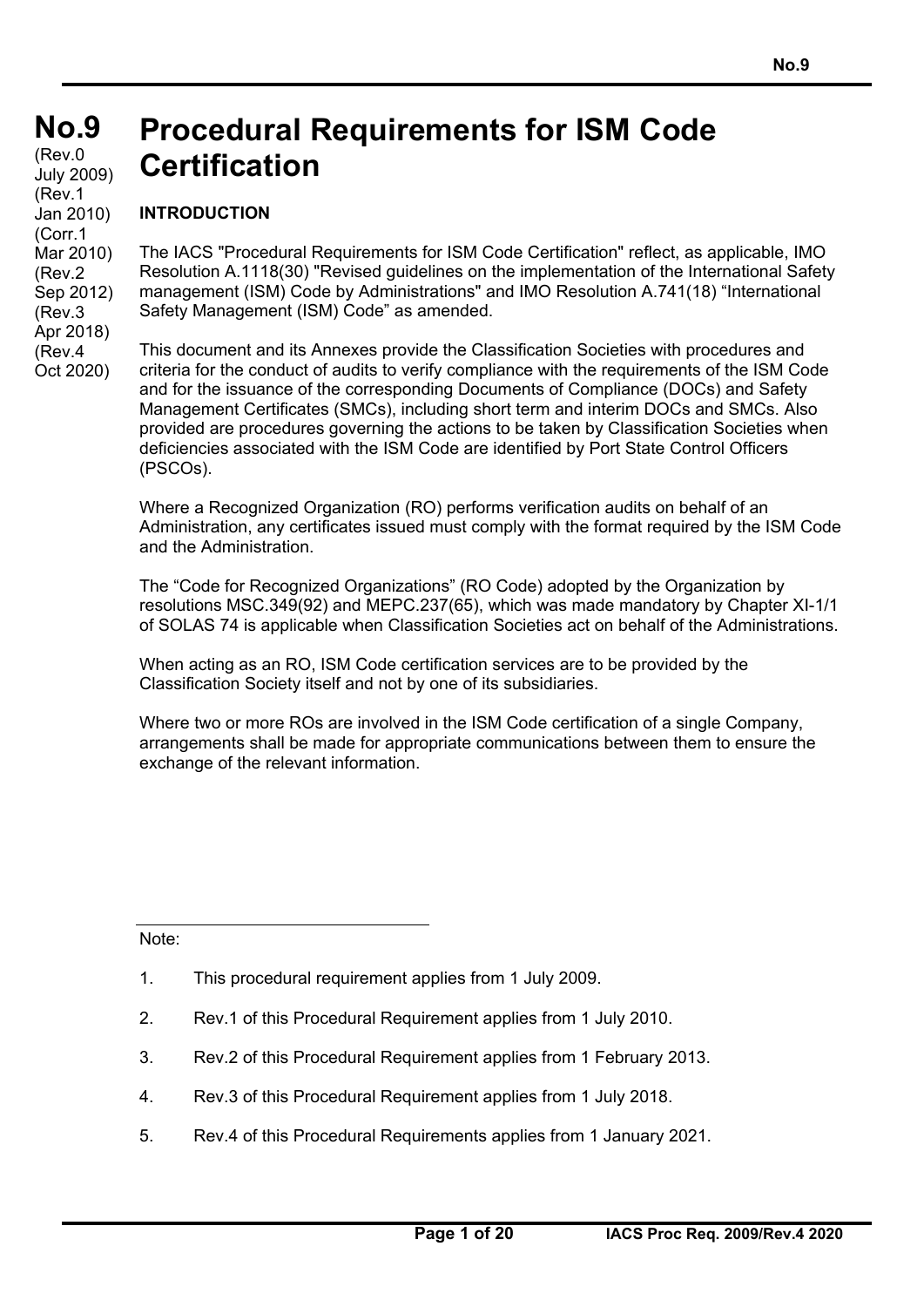# No.9

(Rev.0 July 2009)
(Rev.1 Jan 2010)
(Corr.1 Mar 2010)
(Rev.2 Sep 2012)
(Rev.3 Apr 2018)
(Rev.4 Oct 2020)

# Procedural Requirements for ISM Code Certification

## INTRODUCTION

The IACS "Procedural Requirements for ISM Code Certification" reflect, as applicable, IMO Resolution A.1118(30) "Revised guidelines on the implementation of the International Safety management (ISM) Code by Administrations" and IMO Resolution A.741(18) "International Safety Management (ISM) Code" as amended.

This document and its Annexes provide the Classification Societies with procedures and criteria for the conduct of audits to verify compliance with the requirements of the ISM Code and for the issuance of the corresponding Documents of Compliance (DOCs) and Safety Management Certificates (SMCs), including short term and interim DOCs and SMCs. Also provided are procedures governing the actions to be taken by Classification Societies when deficiencies associated with the ISM Code are identified by Port State Control Officers (PSCOs).

Where a Recognized Organization (RO) performs verification audits on behalf of an Administration, any certificates issued must comply with the format required by the ISM Code and the Administration.

The "Code for Recognized Organizations" (RO Code) adopted by the Organization by resolutions MSC.349(92) and MEPC.237(65), which was made mandatory by Chapter XI-1/1 of SOLAS 74 is applicable when Classification Societies act on behalf of the Administrations.

When acting as an RO, ISM Code certification services are to be provided by the Classification Society itself and not by one of its subsidiaries.

Where two or more ROs are involved in the ISM Code certification of a single Company, arrangements shall be made for appropriate communications between them to ensure the exchange of the relevant information.

---

Note:

1. This procedural requirement applies from 1 July 2009.
2. Rev.1 of this Procedural Requirement applies from 1 July 2010.
3. Rev.2 of this Procedural Requirement applies from 1 February 2013.
4. Rev.3 of this Procedural Requirement applies from 1 July 2018.
5. Rev.4 of this Procedural Requirements applies from 1 January 2021.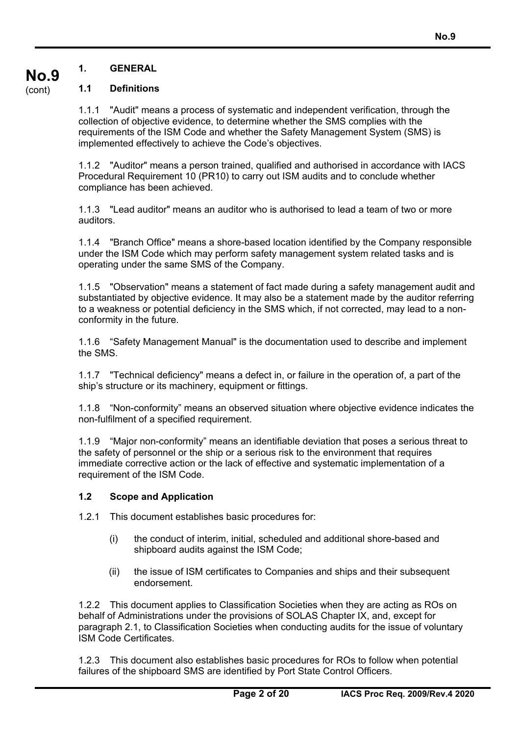## 1. GENERAL

### 1.1 Definitions

1.1.1 "Audit" means a process of systematic and independent verification, through the collection of objective evidence, to determine whether the SMS complies with the requirements of the ISM Code and whether the Safety Management System (SMS) is implemented effectively to achieve the Code's objectives.

1.1.2 "Auditor" means a person trained, qualified and authorised in accordance with IACS Procedural Requirement 10 (PR10) to carry out ISM audits and to conclude whether compliance has been achieved.

1.1.3 "Lead auditor" means an auditor who is authorised to lead a team of two or more auditors.

1.1.4 "Branch Office" means a shore-based location identified by the Company responsible under the ISM Code which may perform safety management system related tasks and is operating under the same SMS of the Company.

1.1.5 "Observation" means a statement of fact made during a safety management audit and substantiated by objective evidence. It may also be a statement made by the auditor referring to a weakness or potential deficiency in the SMS which, if not corrected, may lead to a non-conformity in the future.

1.1.6 "Safety Management Manual" is the documentation used to describe and implement the SMS.

1.1.7 "Technical deficiency" means a defect in, or failure in the operation of, a part of the ship's structure or its machinery, equipment or fittings.

1.1.8 "Non-conformity" means an observed situation where objective evidence indicates the non-fulfilment of a specified requirement.

1.1.9 "Major non-conformity" means an identifiable deviation that poses a serious threat to the safety of personnel or the ship or a serious risk to the environment that requires immediate corrective action or the lack of effective and systematic implementation of a requirement of the ISM Code.

### 1.2 Scope and Application

1.2.1 This document establishes basic procedures for:

- (i) the conduct of interim, initial, scheduled and additional shore-based and shipboard audits against the ISM Code;
- (ii) the issue of ISM certificates to Companies and ships and their subsequent endorsement.

1.2.2 This document applies to Classification Societies when they are acting as ROs on behalf of Administrations under the provisions of SOLAS Chapter IX, and, except for paragraph 2.1, to Classification Societies when conducting audits for the issue of voluntary ISM Code Certificates.

1.2.3 This document also establishes basic procedures for ROs to follow when potential failures of the shipboard SMS are identified by Port State Control Officers.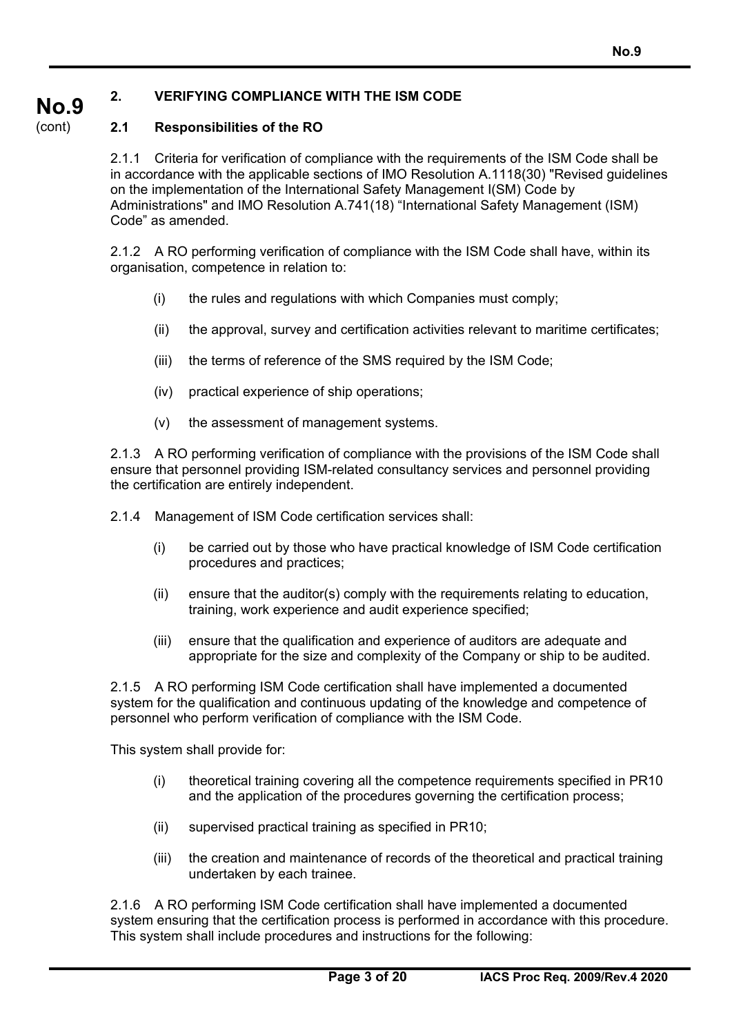## 2. VERIFYING COMPLIANCE WITH THE ISM CODE

### 2.1 Responsibilities of the RO

2.1.1 Criteria for verification of compliance with the requirements of the ISM Code shall be in accordance with the applicable sections of IMO Resolution A.1118(30) "Revised guidelines on the implementation of the International Safety Management I(SM) Code by Administrations" and IMO Resolution A.741(18) "International Safety Management (ISM) Code" as amended.

2.1.2 A RO performing verification of compliance with the ISM Code shall have, within its organisation, competence in relation to:

- (i) the rules and regulations with which Companies must comply;
- (ii) the approval, survey and certification activities relevant to maritime certificates;
- (iii) the terms of reference of the SMS required by the ISM Code;
- (iv) practical experience of ship operations;
- (v) the assessment of management systems.

2.1.3 A RO performing verification of compliance with the provisions of the ISM Code shall ensure that personnel providing ISM-related consultancy services and personnel providing the certification are entirely independent.

2.1.4 Management of ISM Code certification services shall:

- (i) be carried out by those who have practical knowledge of ISM Code certification procedures and practices;
- (ii) ensure that the auditor(s) comply with the requirements relating to education, training, work experience and audit experience specified;
- (iii) ensure that the qualification and experience of auditors are adequate and appropriate for the size and complexity of the Company or ship to be audited.

2.1.5 A RO performing ISM Code certification shall have implemented a documented system for the qualification and continuous updating of the knowledge and competence of personnel who perform verification of compliance with the ISM Code.

This system shall provide for:

- (i) theoretical training covering all the competence requirements specified in PR10 and the application of the procedures governing the certification process;
- (ii) supervised practical training as specified in PR10;
- (iii) the creation and maintenance of records of the theoretical and practical training undertaken by each trainee.

2.1.6 A RO performing ISM Code certification shall have implemented a documented system ensuring that the certification process is performed in accordance with this procedure. This system shall include procedures and instructions for the following: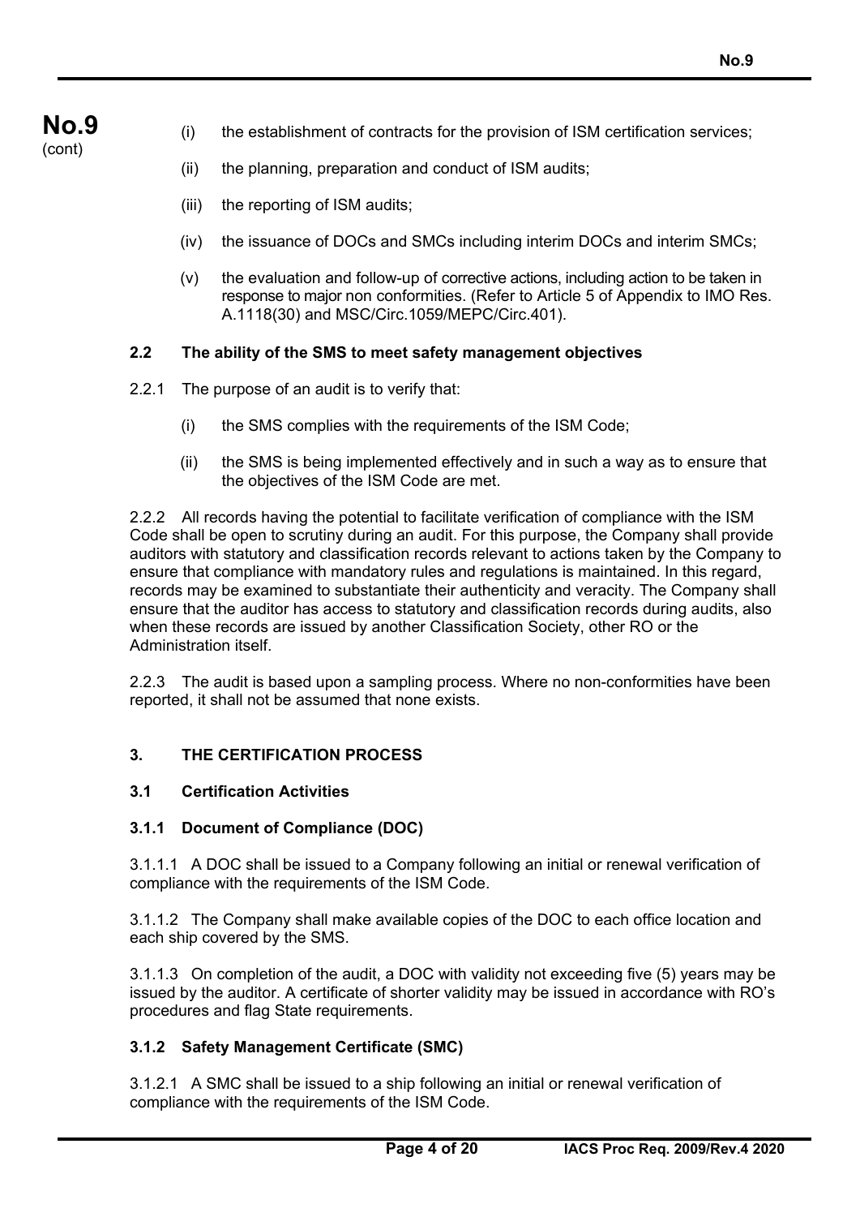(i) the establishment of contracts for the provision of ISM certification services;

(ii) the planning, preparation and conduct of ISM audits;

(iii) the reporting of ISM audits;

(iv) the issuance of DOCs and SMCs including interim DOCs and interim SMCs;

(v) the evaluation and follow-up of corrective actions, including action to be taken in response to major non conformities. (Refer to Article 5 of Appendix to IMO Res. A.1118(30) and MSC/Circ.1059/MEPC/Circ.401).

### 2.2 The ability of the SMS to meet safety management objectives

2.2.1 The purpose of an audit is to verify that:

(i) the SMS complies with the requirements of the ISM Code;

(ii) the SMS is being implemented effectively and in such a way as to ensure that the objectives of the ISM Code are met.

2.2.2 All records having the potential to facilitate verification of compliance with the ISM Code shall be open to scrutiny during an audit. For this purpose, the Company shall provide auditors with statutory and classification records relevant to actions taken by the Company to ensure that compliance with mandatory rules and regulations is maintained. In this regard, records may be examined to substantiate their authenticity and veracity. The Company shall ensure that the auditor has access to statutory and classification records during audits, also when these records are issued by another Classification Society, other RO or the Administration itself.

2.2.3 The audit is based upon a sampling process. Where no non-conformities have been reported, it shall not be assumed that none exists.

## 3. THE CERTIFICATION PROCESS

### 3.1 Certification Activities

#### 3.1.1 Document of Compliance (DOC)

3.1.1.1 A DOC shall be issued to a Company following an initial or renewal verification of compliance with the requirements of the ISM Code.

3.1.1.2 The Company shall make available copies of the DOC to each office location and each ship covered by the SMS.

3.1.1.3 On completion of the audit, a DOC with validity not exceeding five (5) years may be issued by the auditor. A certificate of shorter validity may be issued in accordance with RO's procedures and flag State requirements.

#### 3.1.2 Safety Management Certificate (SMC)

3.1.2.1 A SMC shall be issued to a ship following an initial or renewal verification of compliance with the requirements of the ISM Code.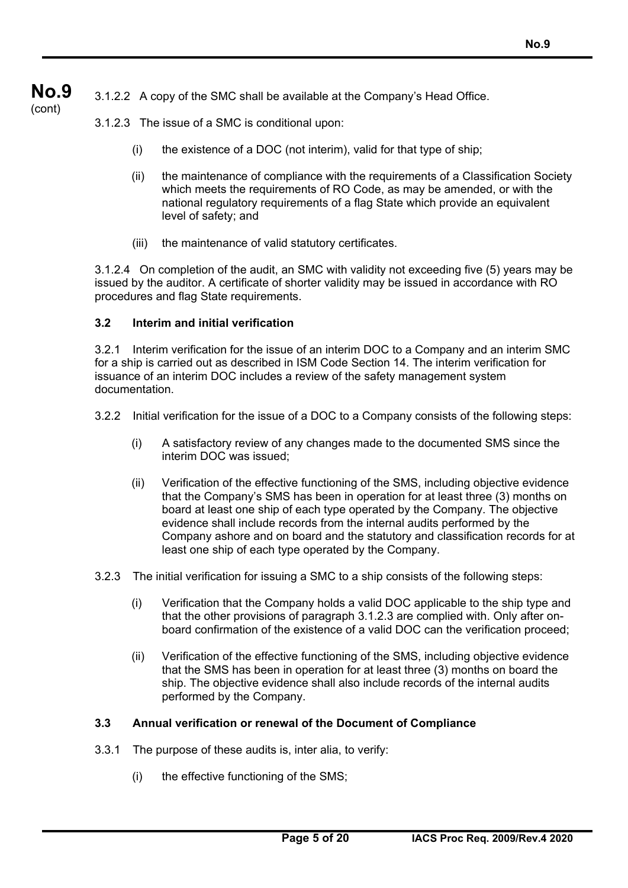3.1.2.2 A copy of the SMC shall be available at the Company's Head Office.

3.1.2.3 The issue of a SMC is conditional upon:

(i) the existence of a DOC (not interim), valid for that type of ship;

(ii) the maintenance of compliance with the requirements of a Classification Society which meets the requirements of RO Code, as may be amended, or with the national regulatory requirements of a flag State which provide an equivalent level of safety; and

(iii) the maintenance of valid statutory certificates.

3.1.2.4 On completion of the audit, an SMC with validity not exceeding five (5) years may be issued by the auditor. A certificate of shorter validity may be issued in accordance with RO procedures and flag State requirements.

### 3.2 Interim and initial verification

3.2.1 Interim verification for the issue of an interim DOC to a Company and an interim SMC for a ship is carried out as described in ISM Code Section 14. The interim verification for issuance of an interim DOC includes a review of the safety management system documentation.

3.2.2 Initial verification for the issue of a DOC to a Company consists of the following steps:

(i) A satisfactory review of any changes made to the documented SMS since the interim DOC was issued;

(ii) Verification of the effective functioning of the SMS, including objective evidence that the Company's SMS has been in operation for at least three (3) months on board at least one ship of each type operated by the Company. The objective evidence shall include records from the internal audits performed by the Company ashore and on board and the statutory and classification records for at least one ship of each type operated by the Company.

3.2.3 The initial verification for issuing a SMC to a ship consists of the following steps:

(i) Verification that the Company holds a valid DOC applicable to the ship type and that the other provisions of paragraph 3.1.2.3 are complied with. Only after on-board confirmation of the existence of a valid DOC can the verification proceed;

(ii) Verification of the effective functioning of the SMS, including objective evidence that the SMS has been in operation for at least three (3) months on board the ship. The objective evidence shall also include records of the internal audits performed by the Company.

### 3.3 Annual verification or renewal of the Document of Compliance

3.3.1 The purpose of these audits is, inter alia, to verify:

(i) the effective functioning of the SMS;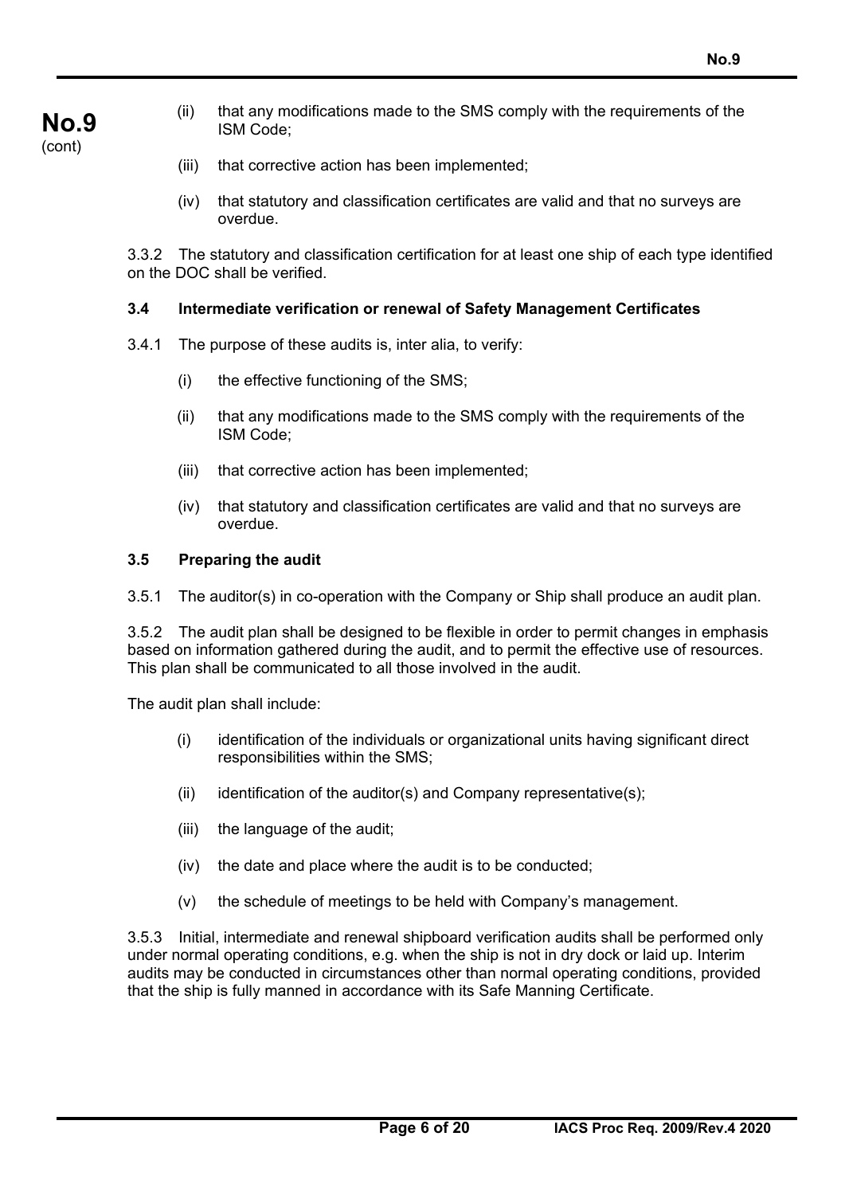(ii) that any modifications made to the SMS comply with the requirements of the ISM Code;

(iii) that corrective action has been implemented;

(iv) that statutory and classification certificates are valid and that no surveys are overdue.

3.3.2 The statutory and classification certification for at least one ship of each type identified on the DOC shall be verified.

### 3.4 Intermediate verification or renewal of Safety Management Certificates

3.4.1 The purpose of these audits is, inter alia, to verify:

(i) the effective functioning of the SMS;

(ii) that any modifications made to the SMS comply with the requirements of the ISM Code;

(iii) that corrective action has been implemented;

(iv) that statutory and classification certificates are valid and that no surveys are overdue.

### 3.5 Preparing the audit

3.5.1 The auditor(s) in co-operation with the Company or Ship shall produce an audit plan.

3.5.2 The audit plan shall be designed to be flexible in order to permit changes in emphasis based on information gathered during the audit, and to permit the effective use of resources. This plan shall be communicated to all those involved in the audit.

The audit plan shall include:

(i) identification of the individuals or organizational units having significant direct responsibilities within the SMS;

(ii) identification of the auditor(s) and Company representative(s);

(iii) the language of the audit;

(iv) the date and place where the audit is to be conducted;

(v) the schedule of meetings to be held with Company's management.

3.5.3 Initial, intermediate and renewal shipboard verification audits shall be performed only under normal operating conditions, e.g. when the ship is not in dry dock or laid up. Interim audits may be conducted in circumstances other than normal operating conditions, provided that the ship is fully manned in accordance with its Safe Manning Certificate.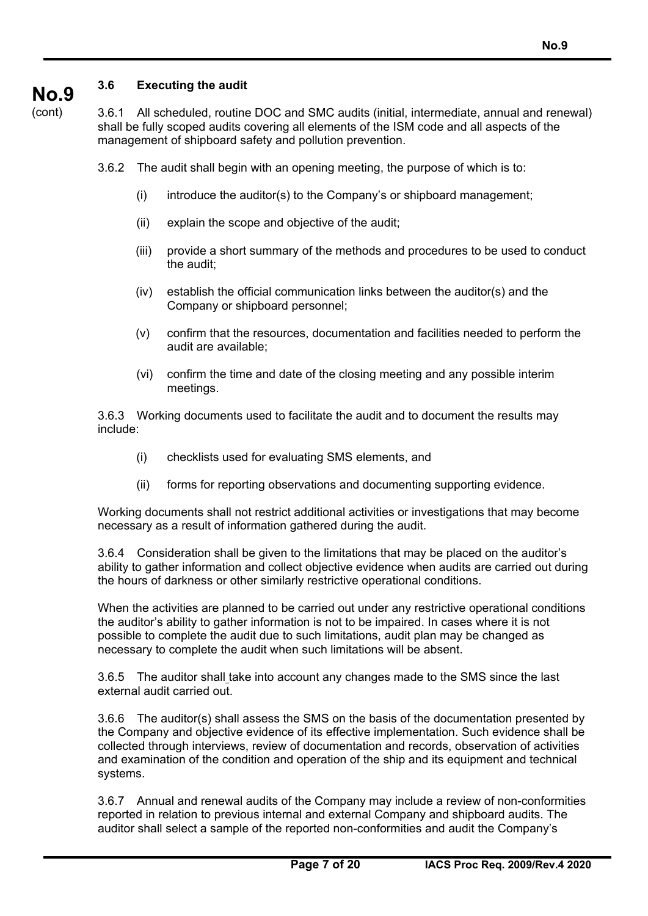### 3.6 Executing the audit

3.6.1 All scheduled, routine DOC and SMC audits (initial, intermediate, annual and renewal) shall be fully scoped audits covering all elements of the ISM code and all aspects of the management of shipboard safety and pollution prevention.

3.6.2 The audit shall begin with an opening meeting, the purpose of which is to:

(i) introduce the auditor(s) to the Company's or shipboard management;

(ii) explain the scope and objective of the audit;

(iii) provide a short summary of the methods and procedures to be used to conduct the audit;

(iv) establish the official communication links between the auditor(s) and the Company or shipboard personnel;

(v) confirm that the resources, documentation and facilities needed to perform the audit are available;

(vi) confirm the time and date of the closing meeting and any possible interim meetings.

3.6.3 Working documents used to facilitate the audit and to document the results may include:

(i) checklists used for evaluating SMS elements, and

(ii) forms for reporting observations and documenting supporting evidence.

Working documents shall not restrict additional activities or investigations that may become necessary as a result of information gathered during the audit.

3.6.4 Consideration shall be given to the limitations that may be placed on the auditor's ability to gather information and collect objective evidence when audits are carried out during the hours of darkness or other similarly restrictive operational conditions.

When the activities are planned to be carried out under any restrictive operational conditions the auditor's ability to gather information is not to be impaired. In cases where it is not possible to complete the audit due to such limitations, audit plan may be changed as necessary to complete the audit when such limitations will be absent.

3.6.5 The auditor shall take into account any changes made to the SMS since the last external audit carried out.

3.6.6 The auditor(s) shall assess the SMS on the basis of the documentation presented by the Company and objective evidence of its effective implementation. Such evidence shall be collected through interviews, review of documentation and records, observation of activities and examination of the condition and operation of the ship and its equipment and technical systems.

3.6.7 Annual and renewal audits of the Company may include a review of non-conformities reported in relation to previous internal and external Company and shipboard audits. The auditor shall select a sample of the reported non-conformities and audit the Company's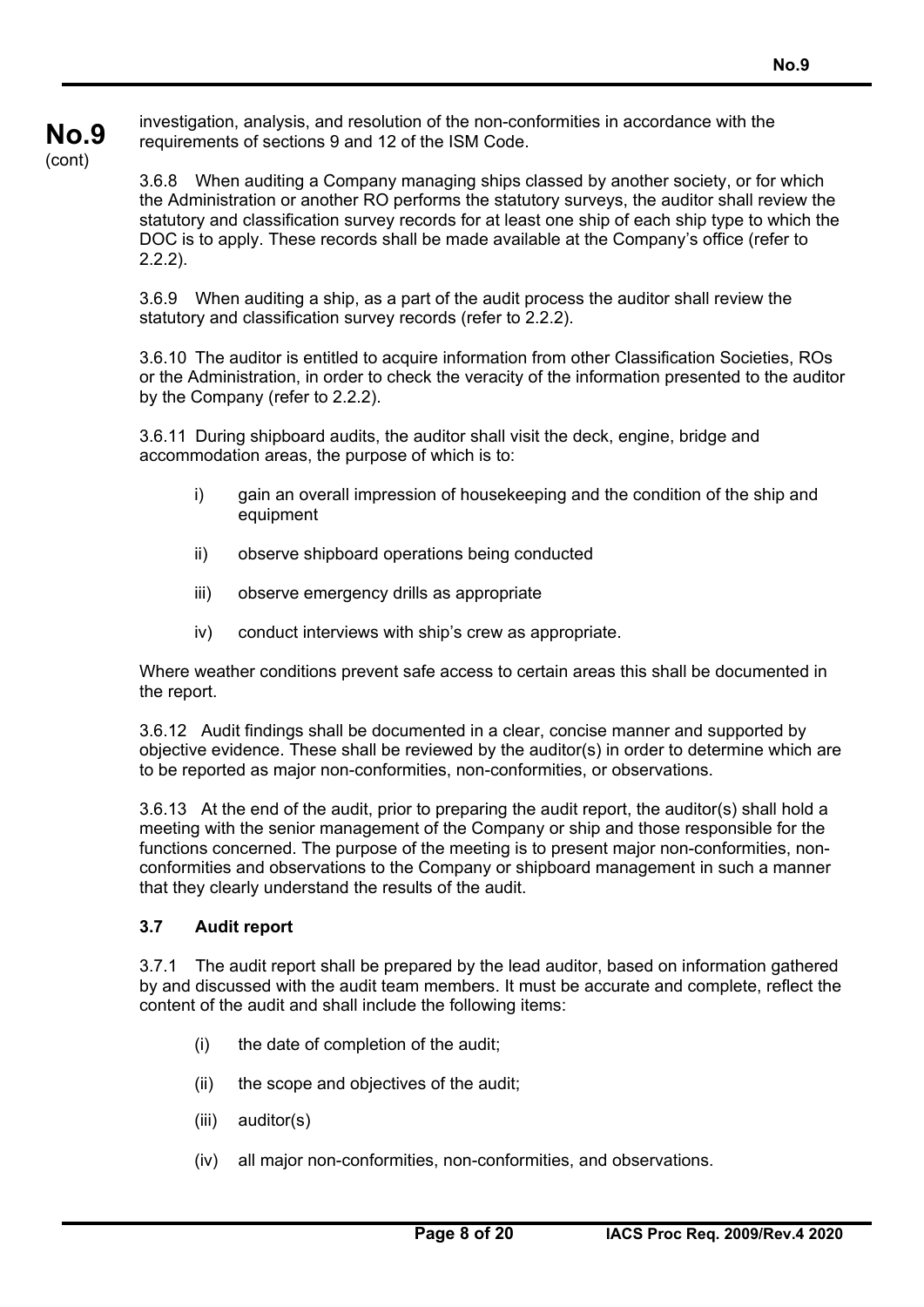investigation, analysis, and resolution of the non-conformities in accordance with the requirements of sections 9 and 12 of the ISM Code.

3.6.8 When auditing a Company managing ships classed by another society, or for which the Administration or another RO performs the statutory surveys, the auditor shall review the statutory and classification survey records for at least one ship of each ship type to which the DOC is to apply. These records shall be made available at the Company's office (refer to 2.2.2).

3.6.9 When auditing a ship, as a part of the audit process the auditor shall review the statutory and classification survey records (refer to 2.2.2).

3.6.10 The auditor is entitled to acquire information from other Classification Societies, ROs or the Administration, in order to check the veracity of the information presented to the auditor by the Company (refer to 2.2.2).

3.6.11 During shipboard audits, the auditor shall visit the deck, engine, bridge and accommodation areas, the purpose of which is to:

- i) gain an overall impression of housekeeping and the condition of the ship and equipment
- ii) observe shipboard operations being conducted
- iii) observe emergency drills as appropriate
- iv) conduct interviews with ship's crew as appropriate.

Where weather conditions prevent safe access to certain areas this shall be documented in the report.

3.6.12 Audit findings shall be documented in a clear, concise manner and supported by objective evidence. These shall be reviewed by the auditor(s) in order to determine which are to be reported as major non-conformities, non-conformities, or observations.

3.6.13 At the end of the audit, prior to preparing the audit report, the auditor(s) shall hold a meeting with the senior management of the Company or ship and those responsible for the functions concerned. The purpose of the meeting is to present major non-conformities, non-conformities and observations to the Company or shipboard management in such a manner that they clearly understand the results of the audit.

### 3.7 Audit report

3.7.1 The audit report shall be prepared by the lead auditor, based on information gathered by and discussed with the audit team members. It must be accurate and complete, reflect the content of the audit and shall include the following items:

- (i) the date of completion of the audit;
- (ii) the scope and objectives of the audit;
- (iii) auditor(s)
- (iv) all major non-conformities, non-conformities, and observations.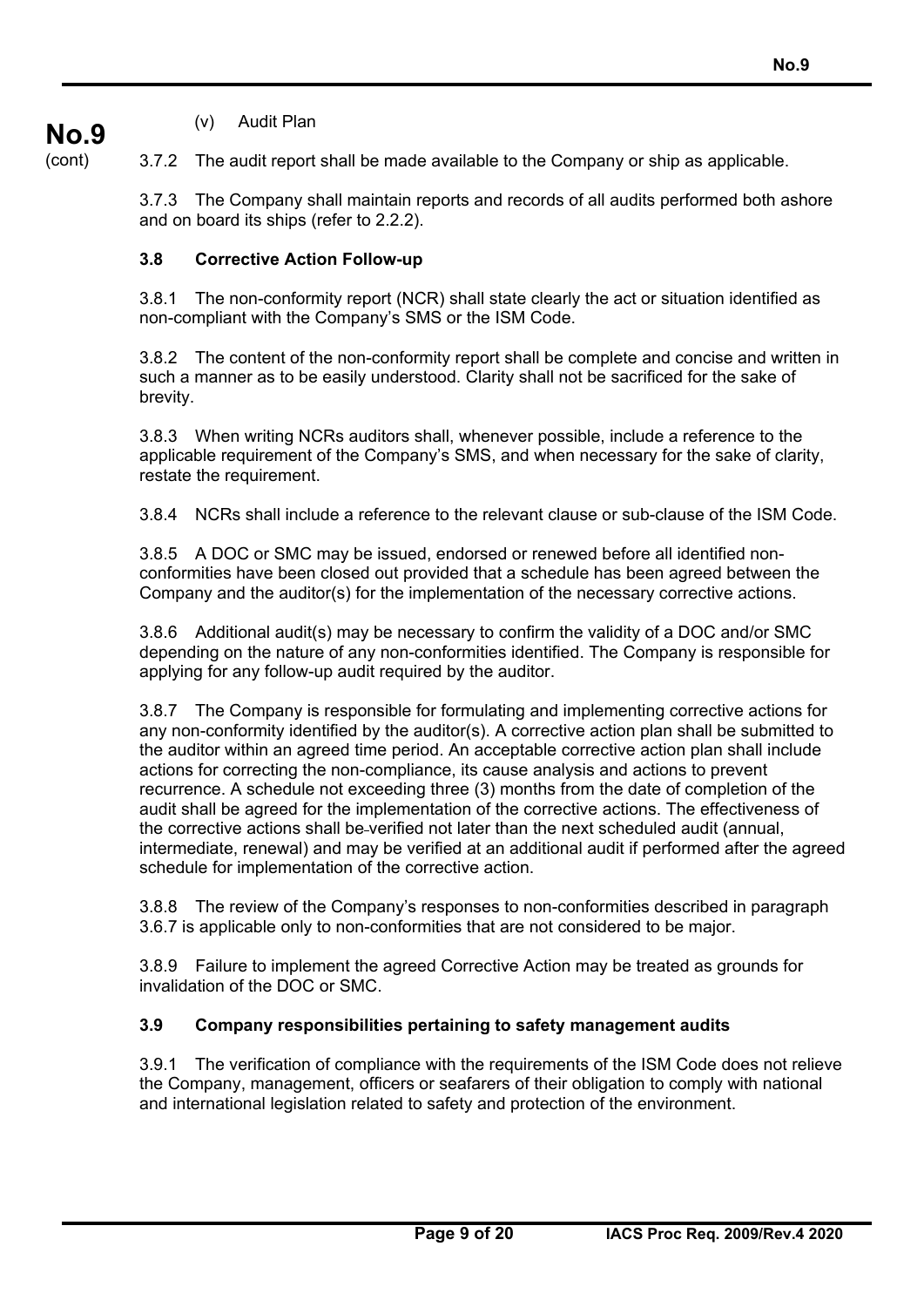(v) Audit Plan

3.7.2 The audit report shall be made available to the Company or ship as applicable.

3.7.3 The Company shall maintain reports and records of all audits performed both ashore and on board its ships (refer to 2.2.2).

### 3.8 Corrective Action Follow-up

3.8.1 The non-conformity report (NCR) shall state clearly the act or situation identified as non-compliant with the Company's SMS or the ISM Code.

3.8.2 The content of the non-conformity report shall be complete and concise and written in such a manner as to be easily understood. Clarity shall not be sacrificed for the sake of brevity.

3.8.3 When writing NCRs auditors shall, whenever possible, include a reference to the applicable requirement of the Company's SMS, and when necessary for the sake of clarity, restate the requirement.

3.8.4 NCRs shall include a reference to the relevant clause or sub-clause of the ISM Code.

3.8.5 A DOC or SMC may be issued, endorsed or renewed before all identified non-conformities have been closed out provided that a schedule has been agreed between the Company and the auditor(s) for the implementation of the necessary corrective actions.

3.8.6 Additional audit(s) may be necessary to confirm the validity of a DOC and/or SMC depending on the nature of any non-conformities identified. The Company is responsible for applying for any follow-up audit required by the auditor.

3.8.7 The Company is responsible for formulating and implementing corrective actions for any non-conformity identified by the auditor(s). A corrective action plan shall be submitted to the auditor within an agreed time period. An acceptable corrective action plan shall include actions for correcting the non-compliance, its cause analysis and actions to prevent recurrence. A schedule not exceeding three (3) months from the date of completion of the audit shall be agreed for the implementation of the corrective actions. The effectiveness of the corrective actions shall be verified not later than the next scheduled audit (annual, intermediate, renewal) and may be verified at an additional audit if performed after the agreed schedule for implementation of the corrective action.

3.8.8 The review of the Company's responses to non-conformities described in paragraph 3.6.7 is applicable only to non-conformities that are not considered to be major.

3.8.9 Failure to implement the agreed Corrective Action may be treated as grounds for invalidation of the DOC or SMC.

### 3.9 Company responsibilities pertaining to safety management audits

3.9.1 The verification of compliance with the requirements of the ISM Code does not relieve the Company, management, officers or seafarers of their obligation to comply with national and international legislation related to safety and protection of the environment.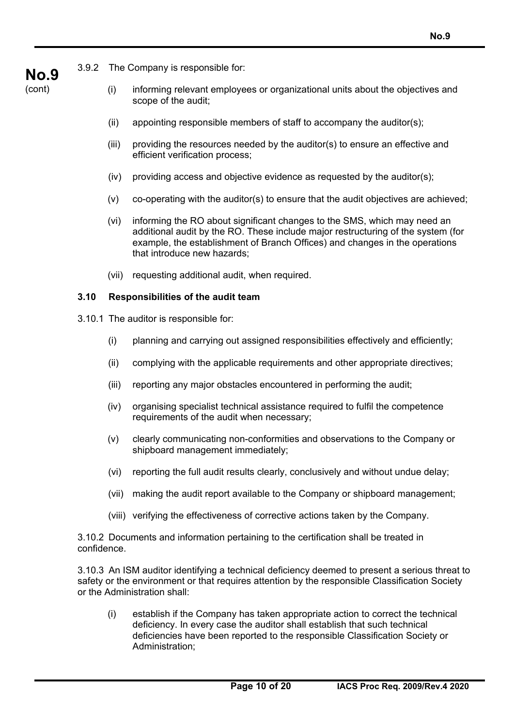3.9.2 The Company is responsible for:

(i) informing relevant employees or organizational units about the objectives and scope of the audit;

(ii) appointing responsible members of staff to accompany the auditor(s);

(iii) providing the resources needed by the auditor(s) to ensure an effective and efficient verification process;

(iv) providing access and objective evidence as requested by the auditor(s);

(v) co-operating with the auditor(s) to ensure that the audit objectives are achieved;

(vi) informing the RO about significant changes to the SMS, which may need an additional audit by the RO. These include major restructuring of the system (for example, the establishment of Branch Offices) and changes in the operations that introduce new hazards;

(vii) requesting additional audit, when required.

### 3.10 Responsibilities of the audit team

3.10.1 The auditor is responsible for:

(i) planning and carrying out assigned responsibilities effectively and efficiently;

(ii) complying with the applicable requirements and other appropriate directives;

(iii) reporting any major obstacles encountered in performing the audit;

(iv) organising specialist technical assistance required to fulfil the competence requirements of the audit when necessary;

(v) clearly communicating non-conformities and observations to the Company or shipboard management immediately;

(vi) reporting the full audit results clearly, conclusively and without undue delay;

(vii) making the audit report available to the Company or shipboard management;

(viii) verifying the effectiveness of corrective actions taken by the Company.

3.10.2 Documents and information pertaining to the certification shall be treated in confidence.

3.10.3 An ISM auditor identifying a technical deficiency deemed to present a serious threat to safety or the environment or that requires attention by the responsible Classification Society or the Administration shall:

(i) establish if the Company has taken appropriate action to correct the technical deficiency. In every case the auditor shall establish that such technical deficiencies have been reported to the responsible Classification Society or Administration;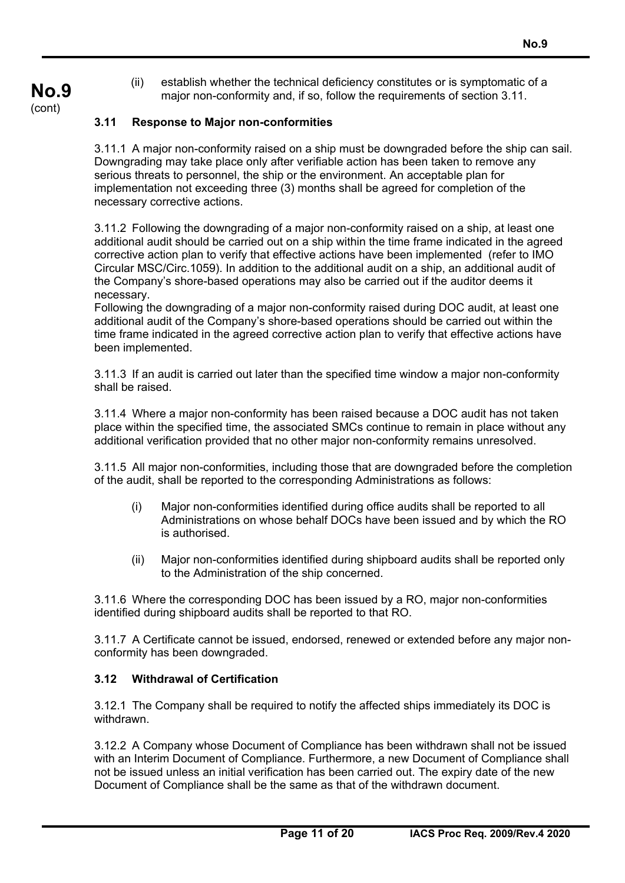(ii) establish whether the technical deficiency constitutes or is symptomatic of a major non-conformity and, if so, follow the requirements of section 3.11.

### 3.11 Response to Major non-conformities

3.11.1 A major non-conformity raised on a ship must be downgraded before the ship can sail. Downgrading may take place only after verifiable action has been taken to remove any serious threats to personnel, the ship or the environment. An acceptable plan for implementation not exceeding three (3) months shall be agreed for completion of the necessary corrective actions.

3.11.2 Following the downgrading of a major non-conformity raised on a ship, at least one additional audit should be carried out on a ship within the time frame indicated in the agreed corrective action plan to verify that effective actions have been implemented (refer to IMO Circular MSC/Circ.1059). In addition to the additional audit on a ship, an additional audit of the Company's shore-based operations may also be carried out if the auditor deems it necessary.
Following the downgrading of a major non-conformity raised during DOC audit, at least one additional audit of the Company's shore-based operations should be carried out within the time frame indicated in the agreed corrective action plan to verify that effective actions have been implemented.

3.11.3 If an audit is carried out later than the specified time window a major non-conformity shall be raised.

3.11.4 Where a major non-conformity has been raised because a DOC audit has not taken place within the specified time, the associated SMCs continue to remain in place without any additional verification provided that no other major non-conformity remains unresolved.

3.11.5 All major non-conformities, including those that are downgraded before the completion of the audit, shall be reported to the corresponding Administrations as follows:

(i) Major non-conformities identified during office audits shall be reported to all Administrations on whose behalf DOCs have been issued and by which the RO is authorised.

(ii) Major non-conformities identified during shipboard audits shall be reported only to the Administration of the ship concerned.

3.11.6 Where the corresponding DOC has been issued by a RO, major non-conformities identified during shipboard audits shall be reported to that RO.

3.11.7 A Certificate cannot be issued, endorsed, renewed or extended before any major non-conformity has been downgraded.

### 3.12 Withdrawal of Certification

3.12.1 The Company shall be required to notify the affected ships immediately its DOC is withdrawn.

3.12.2 A Company whose Document of Compliance has been withdrawn shall not be issued with an Interim Document of Compliance. Furthermore, a new Document of Compliance shall not be issued unless an initial verification has been carried out. The expiry date of the new Document of Compliance shall be the same as that of the withdrawn document.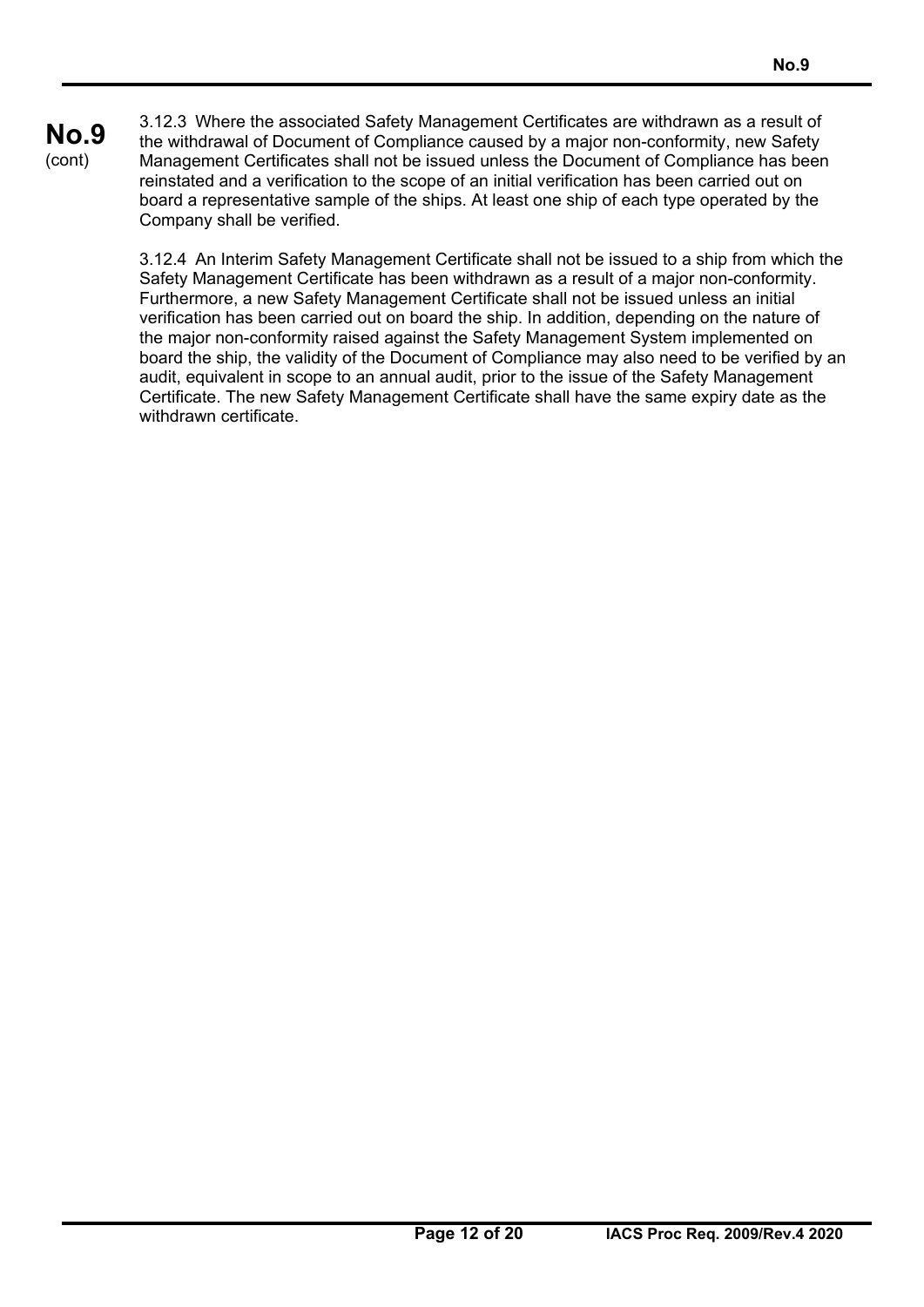3.12.3 Where the associated Safety Management Certificates are withdrawn as a result of the withdrawal of Document of Compliance caused by a major non-conformity, new Safety Management Certificates shall not be issued unless the Document of Compliance has been reinstated and a verification to the scope of an initial verification has been carried out on board a representative sample of the ships. At least one ship of each type operated by the Company shall be verified.

3.12.4 An Interim Safety Management Certificate shall not be issued to a ship from which the Safety Management Certificate has been withdrawn as a result of a major non-conformity. Furthermore, a new Safety Management Certificate shall not be issued unless an initial verification has been carried out on board the ship. In addition, depending on the nature of the major non-conformity raised against the Safety Management System implemented on board the ship, the validity of the Document of Compliance may also need to be verified by an audit, equivalent in scope to an annual audit, prior to the issue of the Safety Management Certificate. The new Safety Management Certificate shall have the same expiry date as the withdrawn certificate.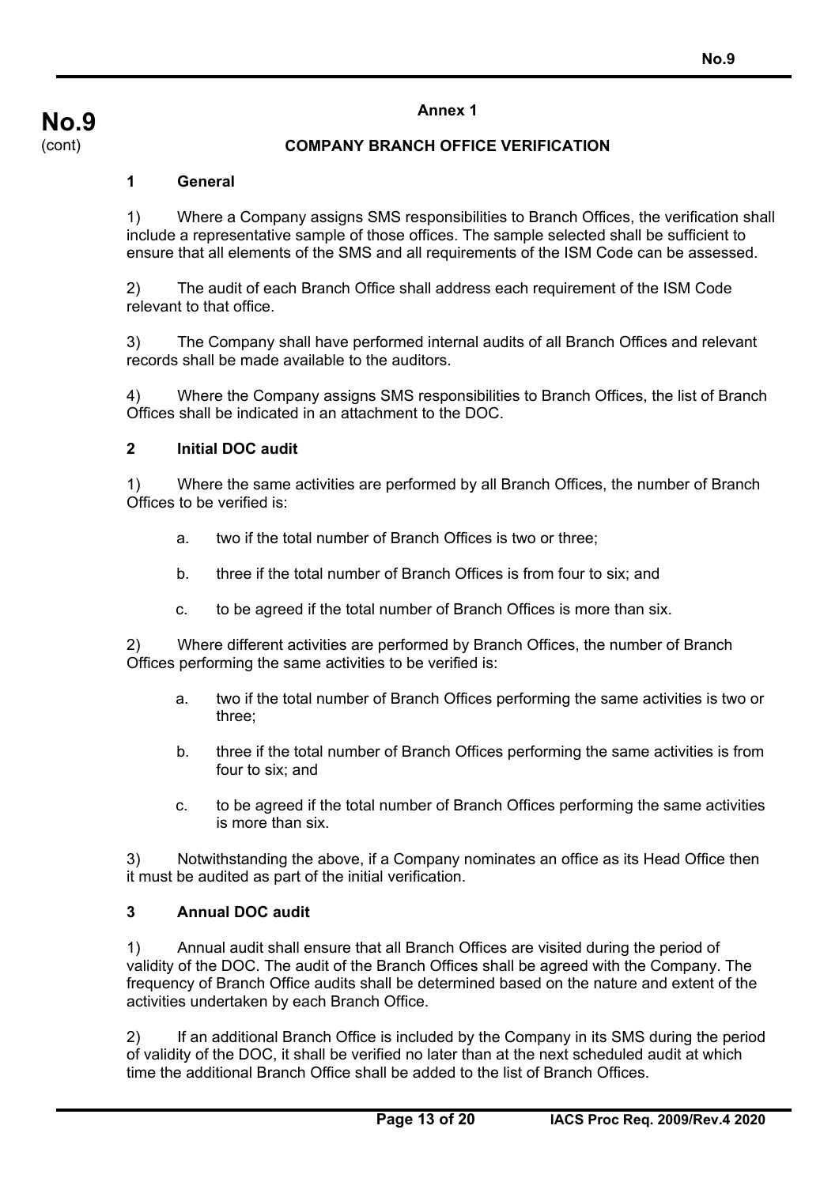## Annex 1

## COMPANY BRANCH OFFICE VERIFICATION

### 1 General

1) Where a Company assigns SMS responsibilities to Branch Offices, the verification shall include a representative sample of those offices. The sample selected shall be sufficient to ensure that all elements of the SMS and all requirements of the ISM Code can be assessed.

2) The audit of each Branch Office shall address each requirement of the ISM Code relevant to that office.

3) The Company shall have performed internal audits of all Branch Offices and relevant records shall be made available to the auditors.

4) Where the Company assigns SMS responsibilities to Branch Offices, the list of Branch Offices shall be indicated in an attachment to the DOC.

### 2 Initial DOC audit

1) Where the same activities are performed by all Branch Offices, the number of Branch Offices to be verified is:

a. two if the total number of Branch Offices is two or three;

b. three if the total number of Branch Offices is from four to six; and

c. to be agreed if the total number of Branch Offices is more than six.

2) Where different activities are performed by Branch Offices, the number of Branch Offices performing the same activities to be verified is:

a. two if the total number of Branch Offices performing the same activities is two or three;

b. three if the total number of Branch Offices performing the same activities is from four to six; and

c. to be agreed if the total number of Branch Offices performing the same activities is more than six.

3) Notwithstanding the above, if a Company nominates an office as its Head Office then it must be audited as part of the initial verification.

### 3 Annual DOC audit

1) Annual audit shall ensure that all Branch Offices are visited during the period of validity of the DOC. The audit of the Branch Offices shall be agreed with the Company. The frequency of Branch Office audits shall be determined based on the nature and extent of the activities undertaken by each Branch Office.

2) If an additional Branch Office is included by the Company in its SMS during the period of validity of the DOC, it shall be verified no later than at the next scheduled audit at which time the additional Branch Office shall be added to the list of Branch Offices.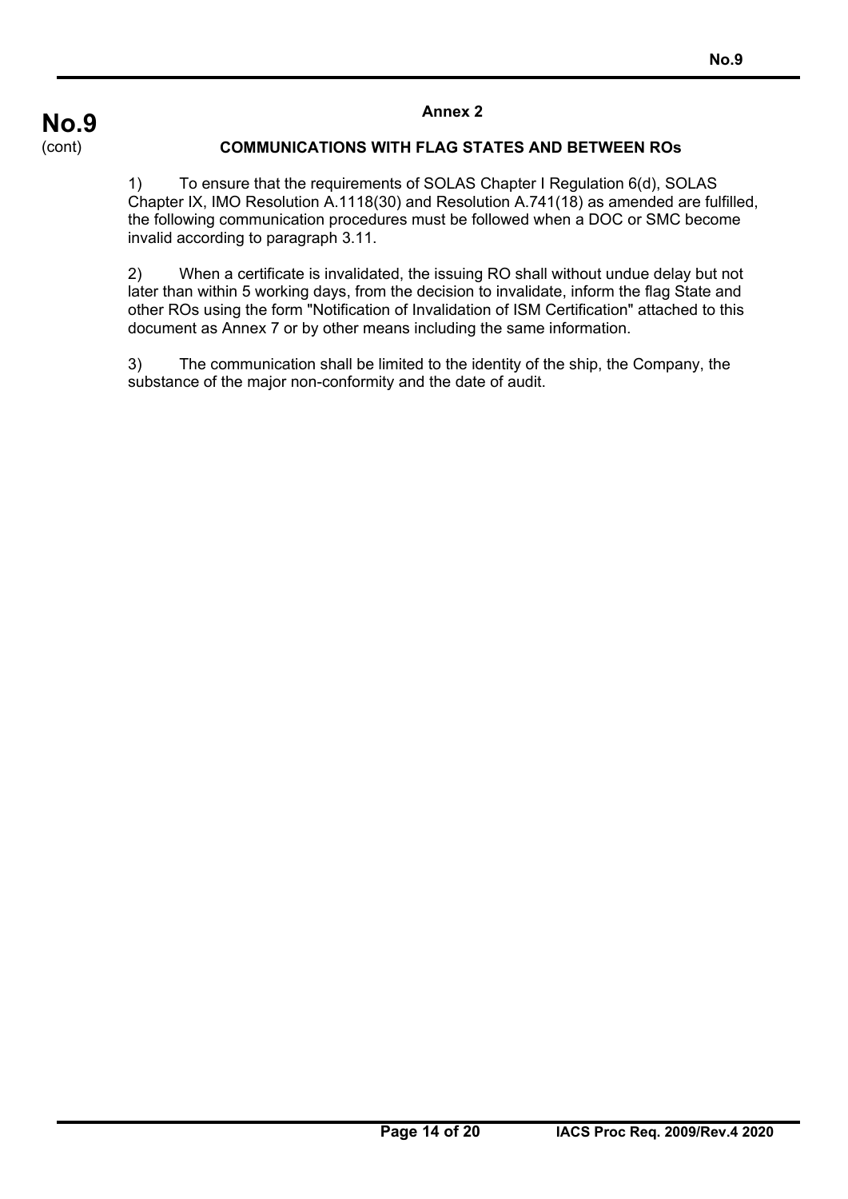## Annex 2

### COMMUNICATIONS WITH FLAG STATES AND BETWEEN ROs

1) To ensure that the requirements of SOLAS Chapter I Regulation 6(d), SOLAS Chapter IX, IMO Resolution A.1118(30) and Resolution A.741(18) as amended are fulfilled, the following communication procedures must be followed when a DOC or SMC become invalid according to paragraph 3.11.

2) When a certificate is invalidated, the issuing RO shall without undue delay but not later than within 5 working days, from the decision to invalidate, inform the flag State and other ROs using the form "Notification of Invalidation of ISM Certification" attached to this document as Annex 7 or by other means including the same information.

3) The communication shall be limited to the identity of the ship, the Company, the substance of the major non-conformity and the date of audit.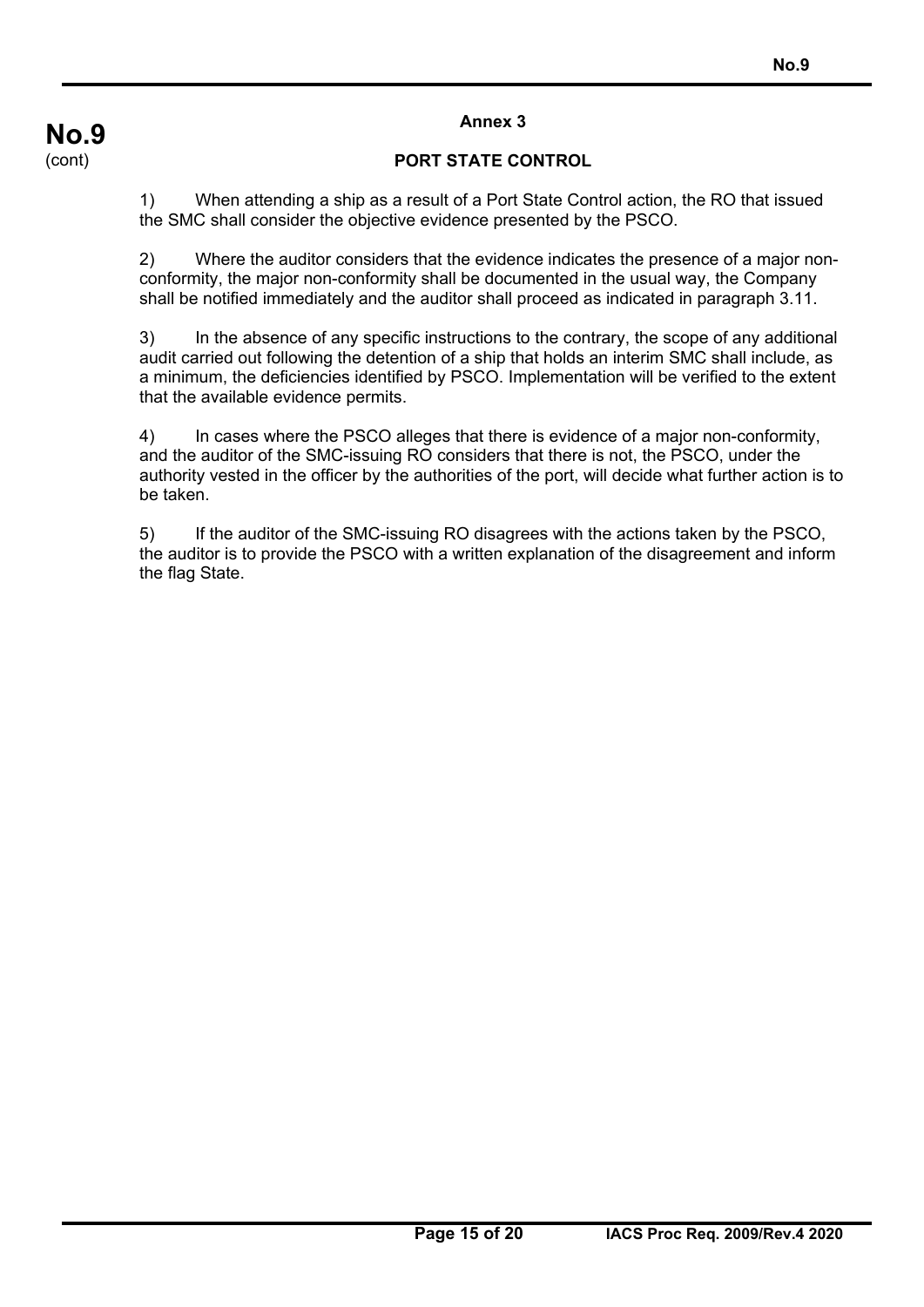## Annex 3

## PORT STATE CONTROL

1) When attending a ship as a result of a Port State Control action, the RO that issued the SMC shall consider the objective evidence presented by the PSCO.

2) Where the auditor considers that the evidence indicates the presence of a major non-conformity, the major non-conformity shall be documented in the usual way, the Company shall be notified immediately and the auditor shall proceed as indicated in paragraph 3.11.

3) In the absence of any specific instructions to the contrary, the scope of any additional audit carried out following the detention of a ship that holds an interim SMC shall include, as a minimum, the deficiencies identified by PSCO. Implementation will be verified to the extent that the available evidence permits.

4) In cases where the PSCO alleges that there is evidence of a major non-conformity, and the auditor of the SMC-issuing RO considers that there is not, the PSCO, under the authority vested in the officer by the authorities of the port, will decide what further action is to be taken.

5) If the auditor of the SMC-issuing RO disagrees with the actions taken by the PSCO, the auditor is to provide the PSCO with a written explanation of the disagreement and inform the flag State.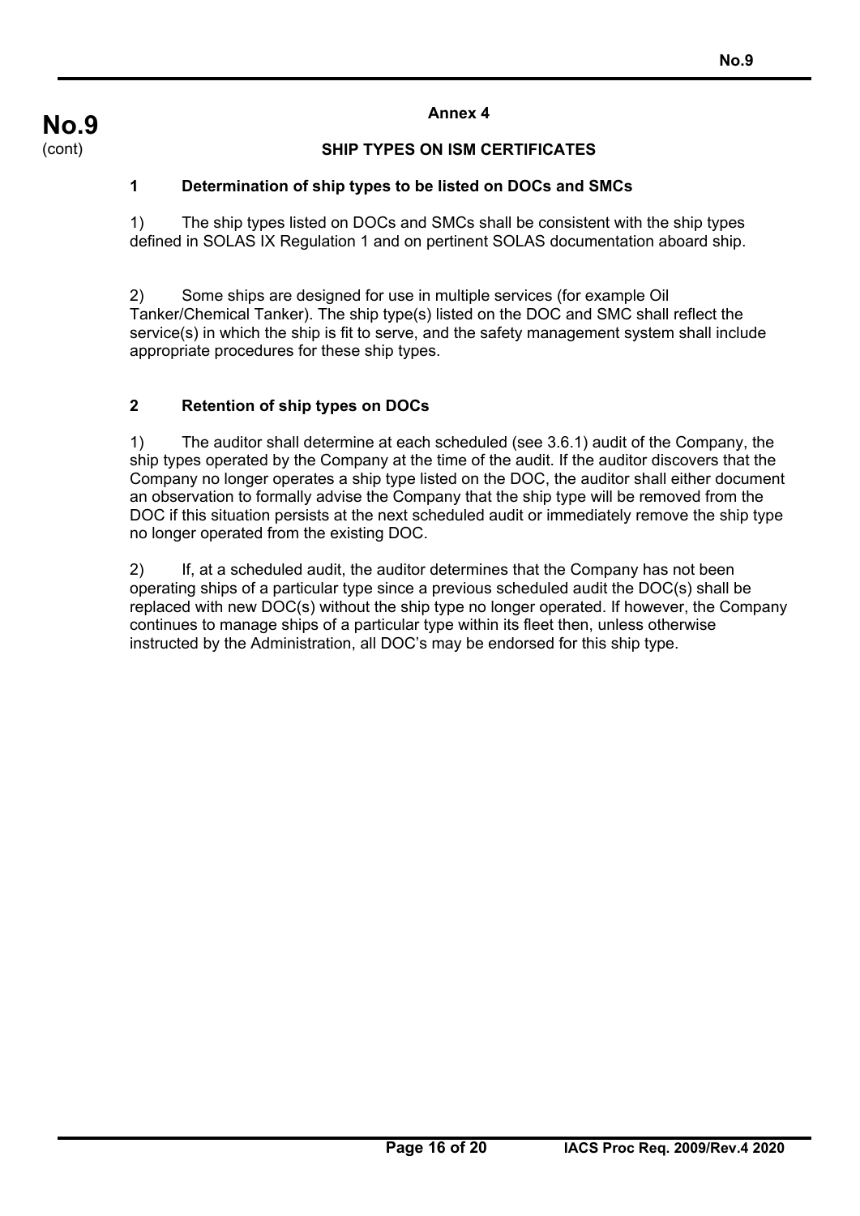**Annex 4**

## SHIP TYPES ON ISM CERTIFICATES

### 1 Determination of ship types to be listed on DOCs and SMCs

1) The ship types listed on DOCs and SMCs shall be consistent with the ship types defined in SOLAS IX Regulation 1 and on pertinent SOLAS documentation aboard ship.

2) Some ships are designed for use in multiple services (for example Oil Tanker/Chemical Tanker). The ship type(s) listed on the DOC and SMC shall reflect the service(s) in which the ship is fit to serve, and the safety management system shall include appropriate procedures for these ship types.

### 2 Retention of ship types on DOCs

1) The auditor shall determine at each scheduled (see 3.6.1) audit of the Company, the ship types operated by the Company at the time of the audit. If the auditor discovers that the Company no longer operates a ship type listed on the DOC, the auditor shall either document an observation to formally advise the Company that the ship type will be removed from the DOC if this situation persists at the next scheduled audit or immediately remove the ship type no longer operated from the existing DOC.

2) If, at a scheduled audit, the auditor determines that the Company has not been operating ships of a particular type since a previous scheduled audit the DOC(s) shall be replaced with new DOC(s) without the ship type no longer operated. If however, the Company continues to manage ships of a particular type within its fleet then, unless otherwise instructed by the Administration, all DOC's may be endorsed for this ship type.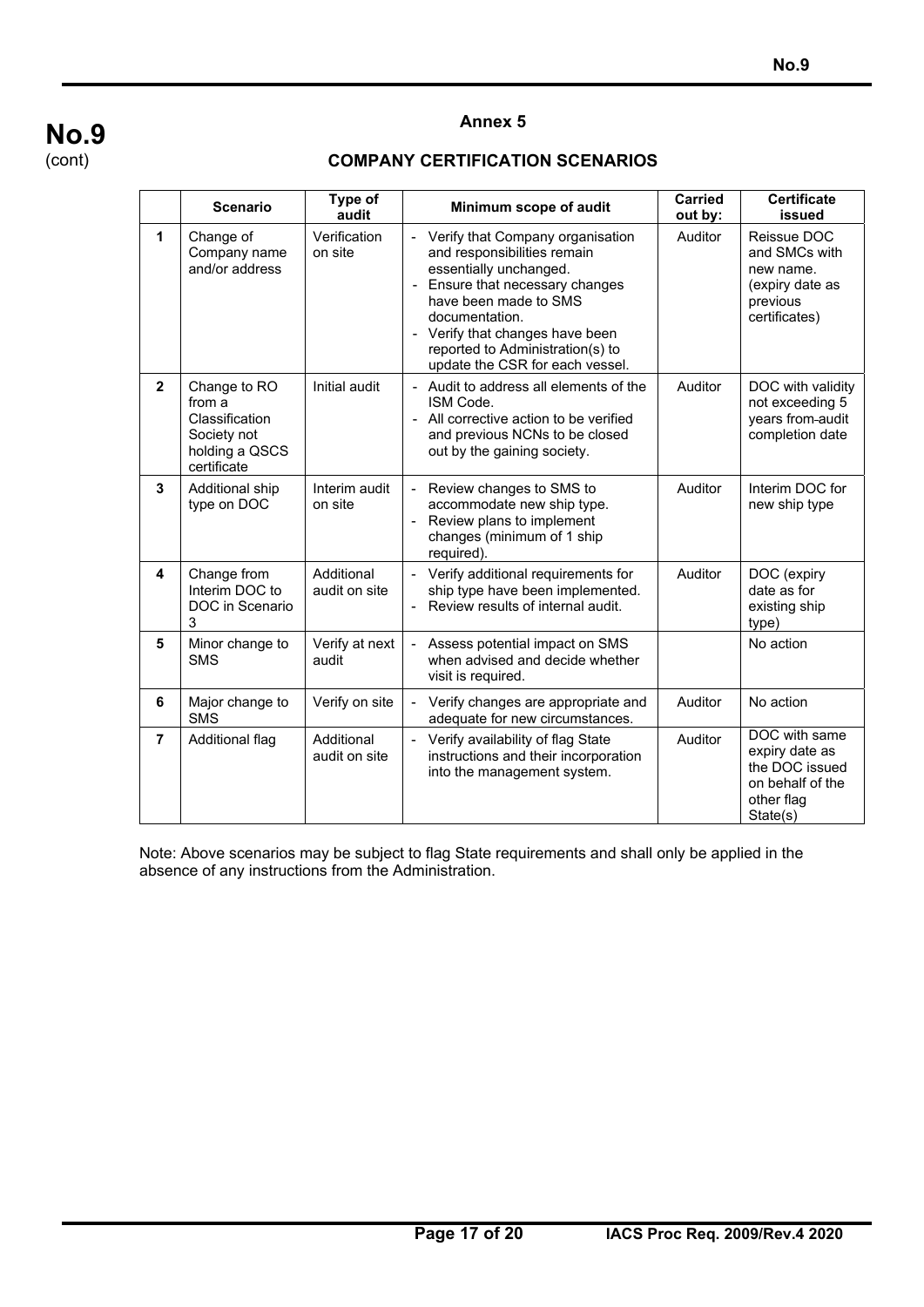## Annex 5

### COMPANY CERTIFICATION SCENARIOS

| | Scenario | Type of audit | Minimum scope of audit | Carried out by: | Certificate issued |
|---|---|---|---|---|---|
| **1** | Change of Company name and/or address | Verification on site | - Verify that Company organisation and responsibilities remain essentially unchanged.<br>- Ensure that necessary changes have been made to SMS documentation.<br>- Verify that changes have been reported to Administration(s) to update the CSR for each vessel. | Auditor | Reissue DOC and SMCs with new name. (expiry date as previous certificates) |
| **2** | Change to RO from a Classification Society not holding a QSCS certificate | Initial audit | - Audit to address all elements of the ISM Code.<br>- All corrective action to be verified and previous NCNs to be closed out by the gaining society. | Auditor | DOC with validity not exceeding 5 years from audit completion date |
| **3** | Additional ship type on DOC | Interim audit on site | - Review changes to SMS to accommodate new ship type.<br>- Review plans to implement changes (minimum of 1 ship required). | Auditor | Interim DOC for new ship type |
| **4** | Change from Interim DOC to DOC in Scenario 3 | Additional audit on site | - Verify additional requirements for ship type have been implemented.<br>- Review results of internal audit. | Auditor | DOC (expiry date as for existing ship type) |
| **5** | Minor change to SMS | Verify at next audit | - Assess potential impact on SMS when advised and decide whether visit is required. | | No action |
| **6** | Major change to SMS | Verify on site | - Verify changes are appropriate and adequate for new circumstances. | Auditor | No action |
| **7** | Additional flag | Additional audit on site | - Verify availability of flag State instructions and their incorporation into the management system. | Auditor | DOC with same expiry date as the DOC issued on behalf of the other flag State(s) |

Note: Above scenarios may be subject to flag State requirements and shall only be applied in the absence of any instructions from the Administration.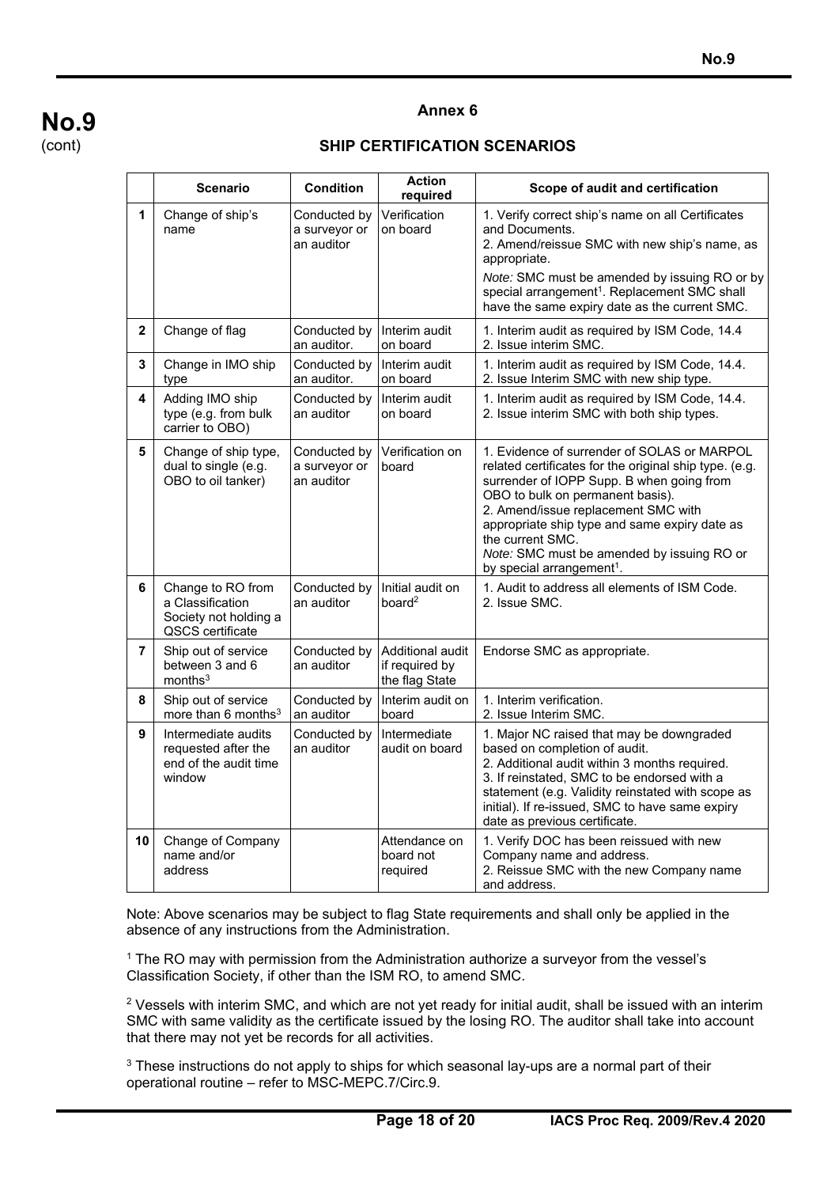## Annex 6

### SHIP CERTIFICATION SCENARIOS

| | Scenario | Condition | Action required | Scope of audit and certification |
|---|---|---|---|---|
| **1** | Change of ship's name | Conducted by a surveyor or an auditor | Verification on board | 1. Verify correct ship's name on all Certificates and Documents.<br>2. Amend/reissue SMC with new ship's name, as appropriate.<br>*Note:* SMC must be amended by issuing RO or by special arrangement[1]. Replacement SMC shall have the same expiry date as the current SMC. |
| **2** | Change of flag | Conducted by an auditor. | Interim audit on board | 1. Interim audit as required by ISM Code, 14.4<br>2. Issue interim SMC. |
| **3** | Change in IMO ship type | Conducted by an auditor. | Interim audit on board | 1. Interim audit as required by ISM Code, 14.4.<br>2. Issue Interim SMC with new ship type. |
| **4** | Adding IMO ship type (e.g. from bulk carrier to OBO) | Conducted by an auditor | Interim audit on board | 1. Interim audit as required by ISM Code, 14.4.<br>2. Issue interim SMC with both ship types. |
| **5** | Change of ship type, dual to single (e.g. OBO to oil tanker) | Conducted by a surveyor or an auditor | Verification on board | 1. Evidence of surrender of SOLAS or MARPOL related certificates for the original ship type. (e.g. surrender of IOPP Supp. B when going from OBO to bulk on permanent basis).<br>2. Amend/issue replacement SMC with appropriate ship type and same expiry date as the current SMC.<br>*Note:* SMC must be amended by issuing RO or by special arrangement[1]. |
| **6** | Change to RO from a Classification Society not holding a QSCS certificate | Conducted by an auditor | Initial audit on board[2] | 1. Audit to address all elements of ISM Code.<br>2. Issue SMC. |
| **7** | Ship out of service between 3 and 6 months[3] | Conducted by an auditor | Additional audit if required by the flag State | Endorse SMC as appropriate. |
| **8** | Ship out of service more than 6 months[3] | Conducted by an auditor | Interim audit on board | 1. Interim verification.<br>2. Issue Interim SMC. |
| **9** | Intermediate audits requested after the end of the audit time window | Conducted by an auditor | Intermediate audit on board | 1. Major NC raised that may be downgraded based on completion of audit.<br>2. Additional audit within 3 months required.<br>3. If reinstated, SMC to be endorsed with a statement (e.g. Validity reinstated with scope as initial). If re-issued, SMC to have same expiry date as previous certificate. |
| **10** | Change of Company name and/or address | | Attendance on board not required | 1. Verify DOC has been reissued with new Company name and address.<br>2. Reissue SMC with the new Company name and address. |

Note: Above scenarios may be subject to flag State requirements and shall only be applied in the absence of any instructions from the Administration.

[1] The RO may with permission from the Administration authorize a surveyor from the vessel's Classification Society, if other than the ISM RO, to amend SMC.

[2] Vessels with interim SMC, and which are not yet ready for initial audit, shall be issued with an interim SMC with same validity as the certificate issued by the losing RO. The auditor shall take into account that there may not yet be records for all activities.

[3] These instructions do not apply to ships for which seasonal lay-ups are a normal part of their operational routine – refer to MSC-MEPC.7/Circ.9.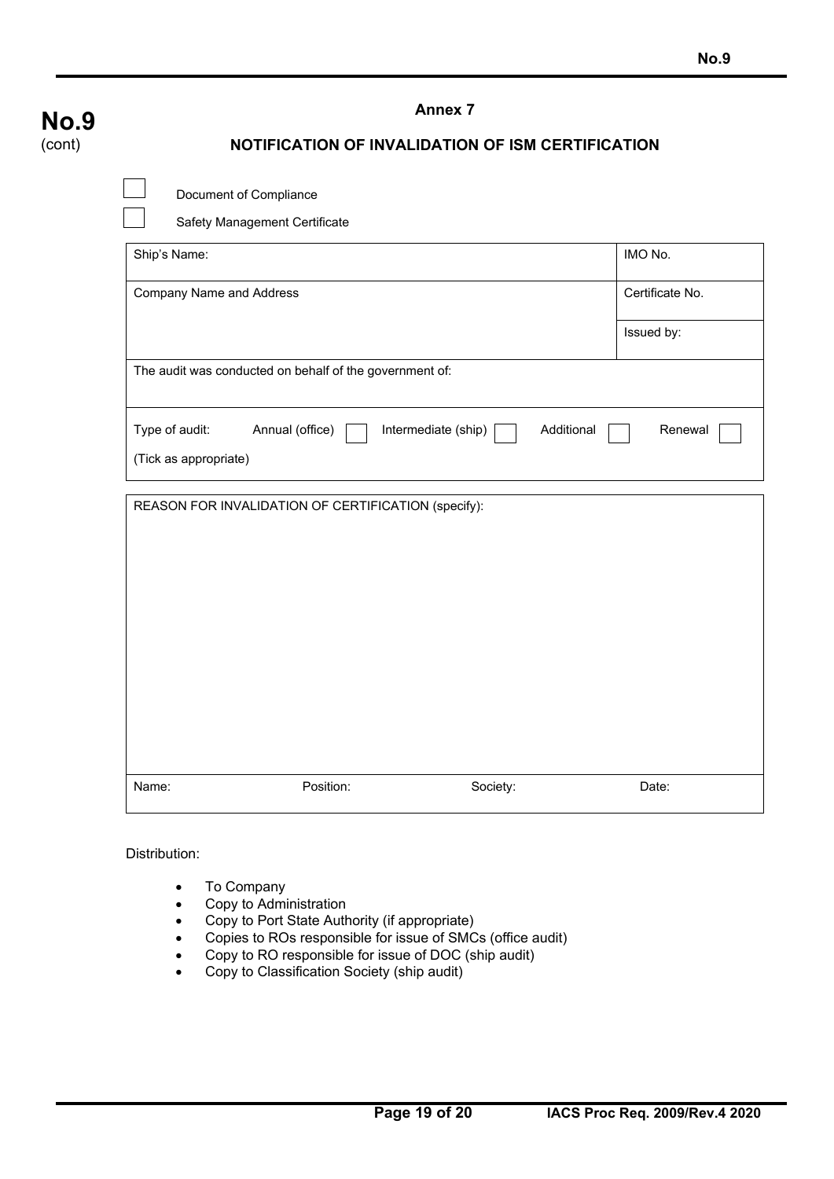**No.9**
(cont)

## Annex 7

## NOTIFICATION OF INVALIDATION OF ISM CERTIFICATION

☐ Document of Compliance

☐ Safety Management Certificate

| Ship's Name: | IMO No. |
|---|---|
| Company Name and Address | Certificate No. |
| | Issued by: |
| The audit was conducted on behalf of the government of: | |
| Type of audit: Annual (office) ☐ Intermediate (ship) ☐ Additional ☐ Renewal ☐<br>(Tick as appropriate) | |

| REASON FOR INVALIDATION OF CERTIFICATION (specify): | | | |
|---|---|---|---|
| Name: | Position: | Society: | Date: |

Distribution:

- To Company
- Copy to Administration
- Copy to Port State Authority (if appropriate)
- Copies to ROs responsible for issue of SMCs (office audit)
- Copy to RO responsible for issue of DOC (ship audit)
- Copy to Classification Society (ship audit)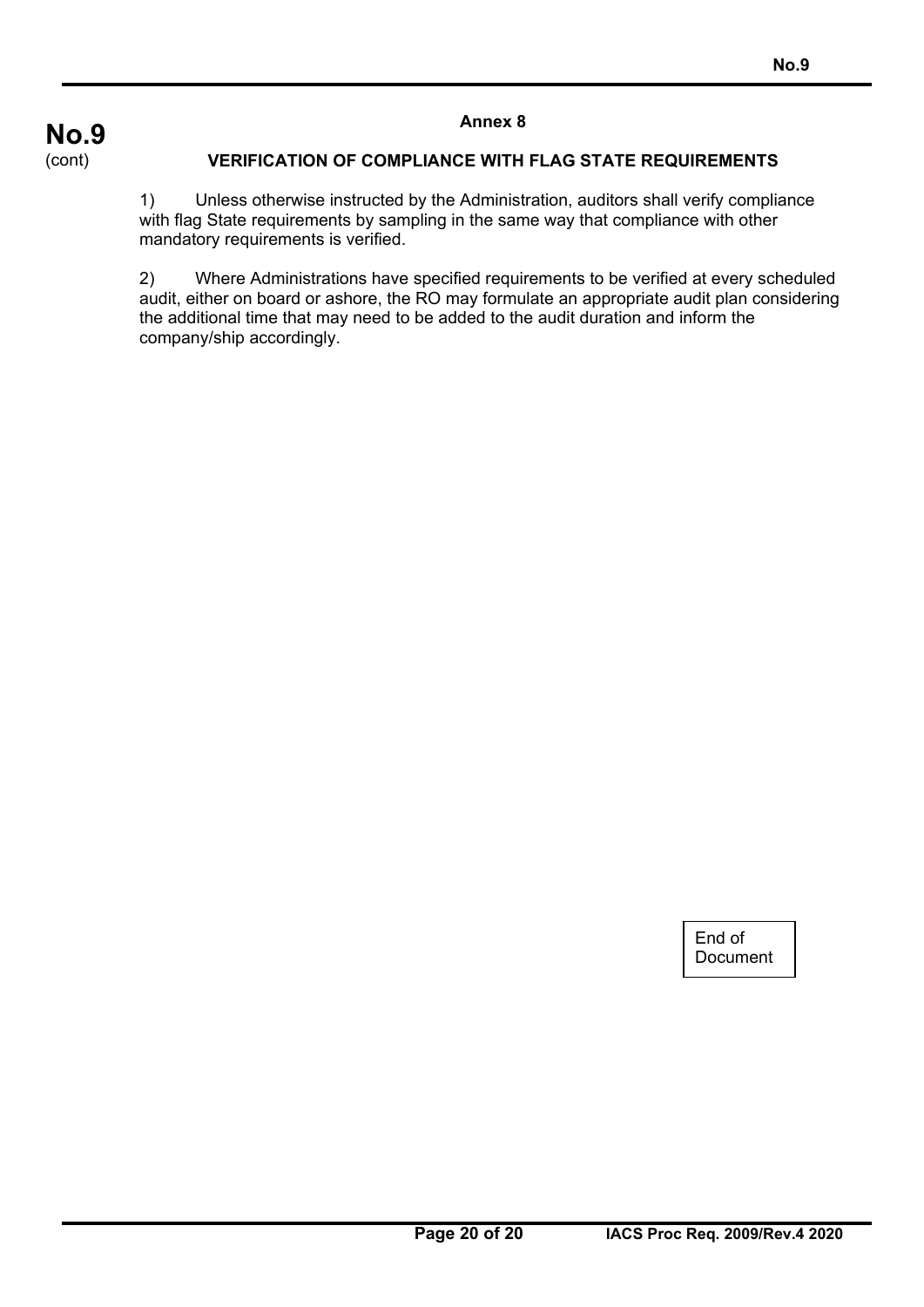**No.9**
(cont)

## Annex 8

### VERIFICATION OF COMPLIANCE WITH FLAG STATE REQUIREMENTS

1) Unless otherwise instructed by the Administration, auditors shall verify compliance with flag State requirements by sampling in the same way that compliance with other mandatory requirements is verified.

2) Where Administrations have specified requirements to be verified at every scheduled audit, either on board or ashore, the RO may formulate an appropriate audit plan considering the additional time that may need to be added to the audit duration and inform the company/ship accordingly.

End of Document